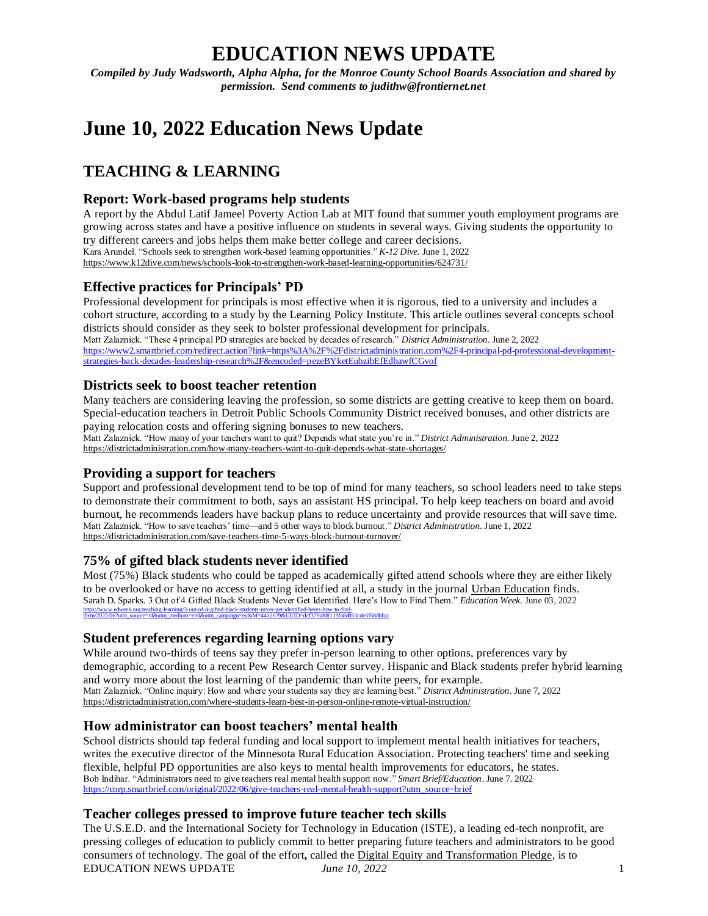# EDUCATION NEWS UPDATE

***Compiled by Judy Wadsworth, Alpha Alpha, for the Monroe County School Boards Association and shared by permission. Send comments to judithw@frontiernet.net***

# June 10, 2022 Education News Update

## TEACHING & LEARNING

### Report: Work-based programs help students

A report by the Abdul Latif Jameel Poverty Action Lab at MIT found that summer youth employment programs are growing across states and have a positive influence on students in several ways. Giving students the opportunity to try different careers and jobs helps them make better college and career decisions.

Kara Arundel. "Schools seek to strengthen work-based learning opportunities." *K-12 Dive.* June 1, 2022
https://www.k12dive.com/news/schools-look-to-strengthen-work-based-learning-opportunities/624731/

### Effective practices for Principals' PD

Professional development for principals is most effective when it is rigorous, tied to a university and includes a cohort structure, according to a study by the Learning Policy Institute. This article outlines several concepts school districts should consider as they seek to bolster professional development for principals.

Matt Zalaznick. "These 4 principal PD strategies are backed by decades of research." *District Administration*. June 2, 2022
https://www2.smartbrief.com/redirect.action?link=https%3A%2F%2Fdistrictadministration.com%2F4-principal-pd-professional-development-strategies-back-decades-leadership-research%2F&encoded=pezeBYketEubzibEfEdbawfCGvof

### Districts seek to boost teacher retention

Many teachers are considering leaving the profession, so some districts are getting creative to keep them on board. Special-education teachers in Detroit Public Schools Community District received bonuses, and other districts are paying relocation costs and offering signing bonuses to new teachers.

Matt Zalaznick. "How many of your teachers want to quit? Depends what state you're in." *District Administration.* June 2, 2022
https://districtadministration.com/how-many-teachers-want-to-quit-depends-what-state-shortages/

### Providing a support for teachers

Support and professional development tend to be top of mind for many teachers, so school leaders need to take steps to demonstrate their commitment to both, says an assistant HS principal. To help keep teachers on board and avoid burnout, he recommends leaders have backup plans to reduce uncertainty and provide resources that will save time.

Matt Zalaznick. "How to save teachers' time—and 5 other ways to block burnout." *District Administration.* June 1, 2022
https://districtadministration.com/save-teachers-time-5-ways-block-burnout-turnover/

### 75% of gifted black students never identified

Most (75%) Black students who could be tapped as academically gifted attend schools where they are either likely to be overlooked or have no access to getting identified at all, a study in the journal Urban Education finds.

Sarah D. Sparks. 3 Out of 4 Gifted Black Students Never Get Identified. Here's How to Find Them." *Education Week.* June 03, 2022
https://www.edweek.org/teaching-learning/3-out-of-4-gifted-black-students-never-get-identified-heres-how-to-find-them/2022/06?utm_source=nl&utm_medium=eml&utm_campaign=eu&M=4412679&UUID=dcf379af08119fa8d853cdc6f688bfca

### Student preferences regarding learning options vary

While around two-thirds of teens say they prefer in-person learning to other options, preferences vary by demographic, according to a recent Pew Research Center survey. Hispanic and Black students prefer hybrid learning and worry more about the lost learning of the pandemic than white peers, for example.

Matt Zalaznick. "Online inquiry: How and where your students say they are learning best." *District Administration*. June 7, 2022
https://districtadministration.com/where-students-learn-best-in-person-online-remote-virtual-instruction/

### How administrator can boost teachers' mental health

School districts should tap federal funding and local support to implement mental health initiatives for teachers, writes the executive director of the Minnesota Rural Education Association. Protecting teachers' time and seeking flexible, helpful PD opportunities are also keys to mental health improvements for educators, he states.

Bob Indihar. "Administrators need to give teachers real mental health support now." *Smart Brief/Education*. June 7. 2022
https://corp.smartbrief.com/original/2022/06/give-teachers-real-mental-health-support?utm_source=brief

### Teacher colleges pressed to improve future teacher tech skills

The U.S.E.D. and the International Society for Technology in Education (ISTE), a leading ed-tech nonprofit, are pressing colleges of education to publicly commit to better preparing future teachers and administrators to be good consumers of technology. The goal of the effort**,** called the Digital Equity and Transformation Pledge, is to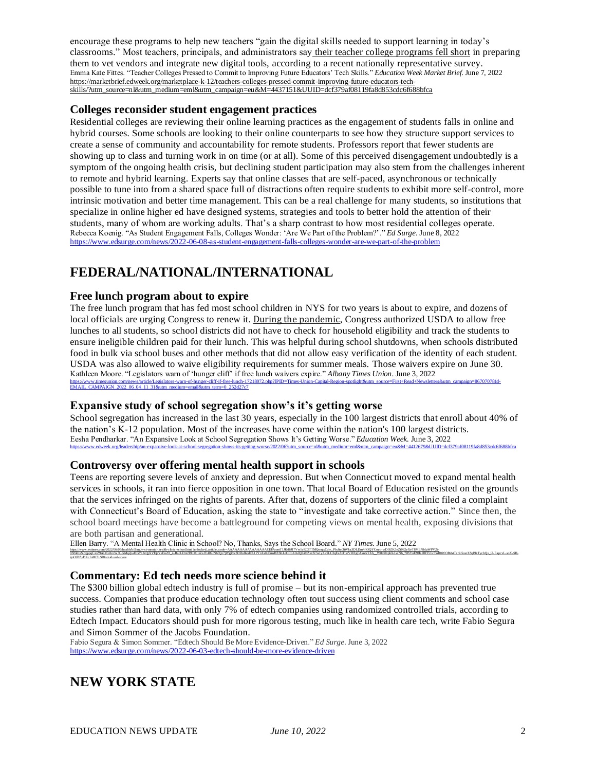encourage these programs to help new teachers "gain the digital skills needed to support learning in today's classrooms." Most teachers, principals, and administrators say their teacher college programs fell short in preparing them to vet vendors and integrate new digital tools, according to a recent nationally representative survey.
Emma Kate Fittes. "Teacher Colleges Pressed to Commit to Improving Future Educators' Tech Skills." *Education Week Market Brief.* June 7, 2022
https://marketbrief.edweek.org/marketplace-k-12/teachers-colleges-pressed-commit-improving-future-educators-tech-skills/?utm_source=nl&utm_medium=eml&utm_campaign=eu&M=4437151&UUID=dcf379af08119fa8d853cdc6f688bfca

### Colleges reconsider student engagement practices

Residential colleges are reviewing their online learning practices as the engagement of students falls in online and hybrid courses. Some schools are looking to their online counterparts to see how they structure support services to create a sense of community and accountability for remote students. Professors report that fewer students are showing up to class and turning work in on time (or at all). Some of this perceived disengagement undoubtedly is a symptom of the ongoing health crisis, but declining student participation may also stem from the challenges inherent to remote and hybrid learning. Experts say that online classes that are self-paced, asynchronous or technically possible to tune into from a shared space full of distractions often require students to exhibit more self-control, more intrinsic motivation and better time management. This can be a real challenge for many students, so institutions that specialize in online higher ed have designed systems, strategies and tools to better hold the attention of their students, many of whom are working adults. That's a sharp contrast to how most residential colleges operate.
Rebecca Koenig. "As Student Engagement Falls, Colleges Wonder: 'Are We Part of the Problem?'." *Ed Surge.* June 8, 2022
https://www.edsurge.com/news/2022-06-08-as-student-engagement-falls-colleges-wonder-are-we-part-of-the-problem

## FEDERAL/NATIONAL/INTERNATIONAL

### Free lunch program about to expire

The free lunch program that has fed most school children in NYS for two years is about to expire, and dozens of local officials are urging Congress to renew it. During the pandemic, Congress authorized USDA to allow free lunches to all students, so school districts did not have to check for household eligibility and track the students to ensure ineligible children paid for their lunch. This was helpful during school shutdowns, when schools distributed food in bulk via school buses and other methods that did not allow easy verification of the identity of each student. USDA was also allowed to waive eligibility requirements for summer meals. Those waivers expire on June 30.
Kathleen Moore. "Legislators warn of 'hunger cliff' if free lunch waivers expire." *Albany Times Union*. June 3, 2022
https://www.timesunion.com/news/article/Legislators-warn-of-hunger-cliff-if-free-lunch-17218072.php?IPID=Times-Union-Capital-Region-spotlight&utm_source=First+Read+Newsletters&utm_campaign=867070781d-EMAIL_CAMPAIGN_2022_06_04_11_31&utm_medium=email&utm_term=0_252d27c7

### Expansive study of school segregation show's it's getting worse

School segregation has increased in the last 30 years, especially in the 100 largest districts that enroll about 40% of the nation's K-12 population. Most of the increases have come within the nation's 100 largest districts.
Eesha Pendharkar. "An Expansive Look at School Segregation Shows It's Getting Worse." *Education Week.* June 3, 2022
https://www.edweek.org/leadership/an-expansive-look-at-school-segregation-shows-its-getting-worse/2022/06?utm_source=nl&utm_medium=eml&utm_campaign=eu&M=4412679&UUID=dcf379af08119fa8d853cdc6f688bfca

### Controversy over offering mental health support in schools

Teens are reporting severe levels of anxiety and depression. But when Connecticut moved to expand mental health services in schools, it ran into fierce opposition in one town. That local Board of Education resisted on the grounds that the services infringed on the rights of parents. After that, dozens of supporters of the clinic filed a complaint with Connecticut's Board of Education, asking the state to "investigate and take corrective action." Since then, the school board meetings have become a battleground for competing views on mental health, exposing divisions that are both partisan and generational.
Ellen Barry. "A Mental Health Clinic in School? No, Thanks, Says the School Board." *NY Times.* June 5, 2022
https://www.nytimes.com/2022/06/05/health/killingly-ct-mental-health-clinic-school.html

### Commentary: Ed tech needs more science behind it

The $300 billion global edtech industry is full of promise – but its non-empirical approach has prevented true success. Companies that produce education technology often tout success using client comments and school case studies rather than hard data, with only 7% of edtech companies using randomized controlled trials, according to Edtech Impact. Educators should push for more rigorous testing, much like in health care tech, write Fabio Segura and Simon Sommer of the Jacobs Foundation.
Fabio Segura & Simon Sommer. "Edtech Should Be More Evidence-Driven." *Ed Surge.* June 3, 2022
https://www.edsurge.com/news/2022-06-03-edtech-should-be-more-evidence-driven

## NEW YORK STATE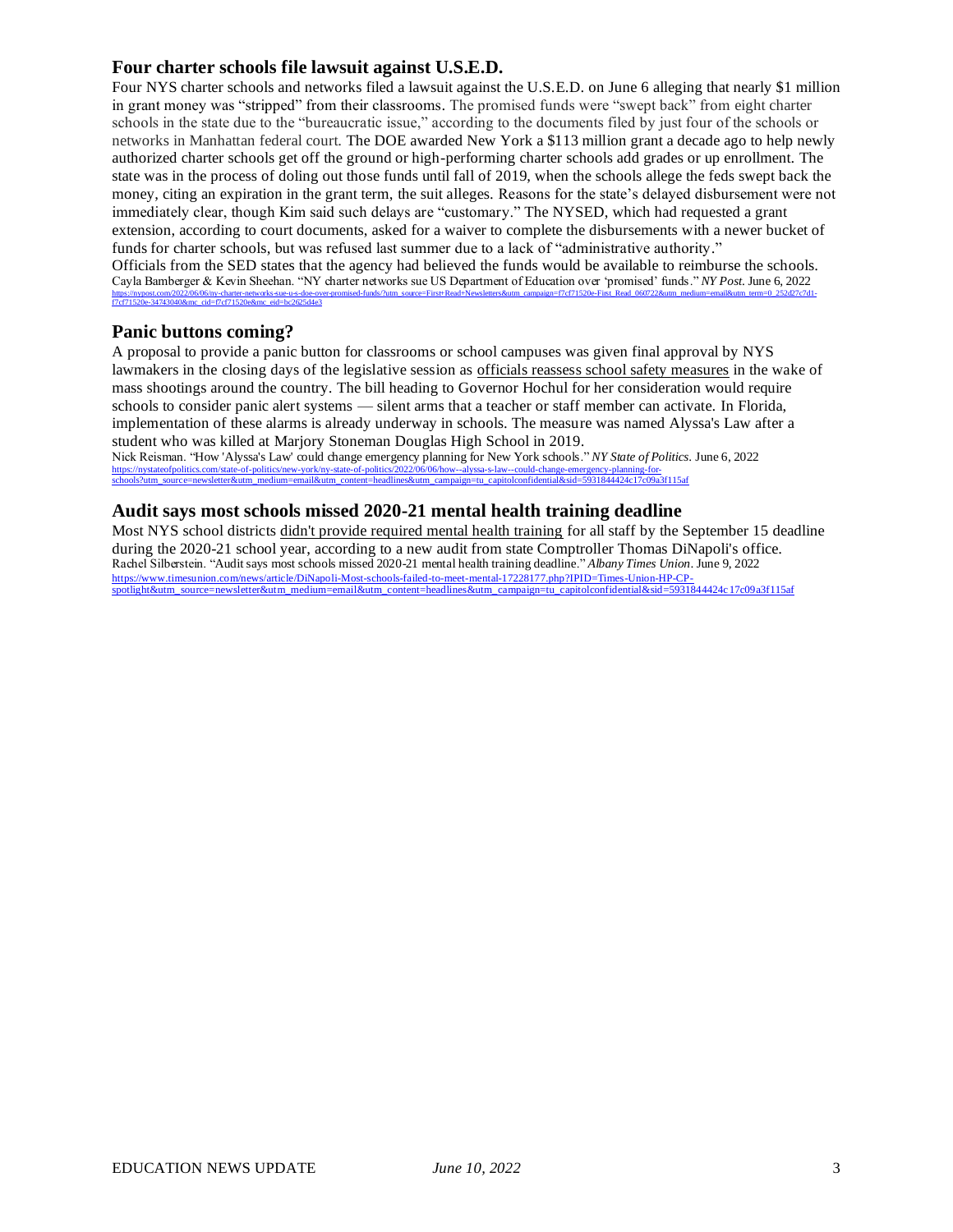## Four charter schools file lawsuit against U.S.E.D.

Four NYS charter schools and networks filed a lawsuit against the U.S.E.D. on June 6 alleging that nearly $1 million in grant money was "stripped" from their classrooms. The promised funds were "swept back" from eight charter schools in the state due to the "bureaucratic issue," according to the documents filed by just four of the schools or networks in Manhattan federal court. The DOE awarded New York a $113 million grant a decade ago to help newly authorized charter schools get off the ground or high-performing charter schools add grades or up enrollment. The state was in the process of doling out those funds until fall of 2019, when the schools allege the feds swept back the money, citing an expiration in the grant term, the suit alleges. Reasons for the state's delayed disbursement were not immediately clear, though Kim said such delays are "customary." The NYSED, which had requested a grant extension, according to court documents, asked for a waiver to complete the disbursements with a newer bucket of funds for charter schools, but was refused last summer due to a lack of "administrative authority."

Officials from the SED states that the agency had believed the funds would be available to reimburse the schools.

Cayla Bamberger & Kevin Sheehan. "NY charter networks sue US Department of Education over 'promised' funds." *NY Post.* June 6, 2022
https://nypost.com/2022/06/06/ny-charter-networks-sue-u-s-doe-over-promised-funds/?utm_source=First+Read+Newsletters&utm_campaign=f7cf71520e-First_Read_060722&utm_medium=email&utm_term=0_252d27c7d1-f7cf71520e-34743040&mc_cid=f7cf71520e&mc_eid=bc2625d4e3

## Panic buttons coming?

A proposal to provide a panic button for classrooms or school campuses was given final approval by NYS lawmakers in the closing days of the legislative session as officials reassess school safety measures in the wake of mass shootings around the country. The bill heading to Governor Hochul for her consideration would require schools to consider panic alert systems — silent arms that a teacher or staff member can activate. In Florida, implementation of these alarms is already underway in schools. The measure was named Alyssa's Law after a student who was killed at Marjory Stoneman Douglas High School in 2019.

Nick Reisman. "How 'Alyssa's Law' could change emergency planning for New York schools." *NY State of Politics.* June 6, 2022
https://nystateofpolitics.com/state-of-politics/new-york/ny-state-of-politics/2022/06/06/how--alyssa-s-law--could-change-emergency-planning-for-schools?utm_source=newsletter&utm_medium=email&utm_content=headlines&utm_campaign=tu_capitolconfidential&sid=5931844424c17c09a3f115af

## Audit says most schools missed 2020-21 mental health training deadline

Most NYS school districts didn't provide required mental health training for all staff by the September 15 deadline during the 2020-21 school year, according to a new audit from state Comptroller Thomas DiNapoli's office.

Rachel Silberstein. "Audit says most schools missed 2020-21 mental health training deadline." *Albany Times Union*. June 9, 2022
https://www.timesunion.com/news/article/DiNapoli-Most-schools-failed-to-meet-mental-17228177.php?IPID=Times-Union-HP-CP-spotlight&utm_source=newsletter&utm_medium=email&utm_content=headlines&utm_campaign=tu_capitolconfidential&sid=5931844424c17c09a3f115af